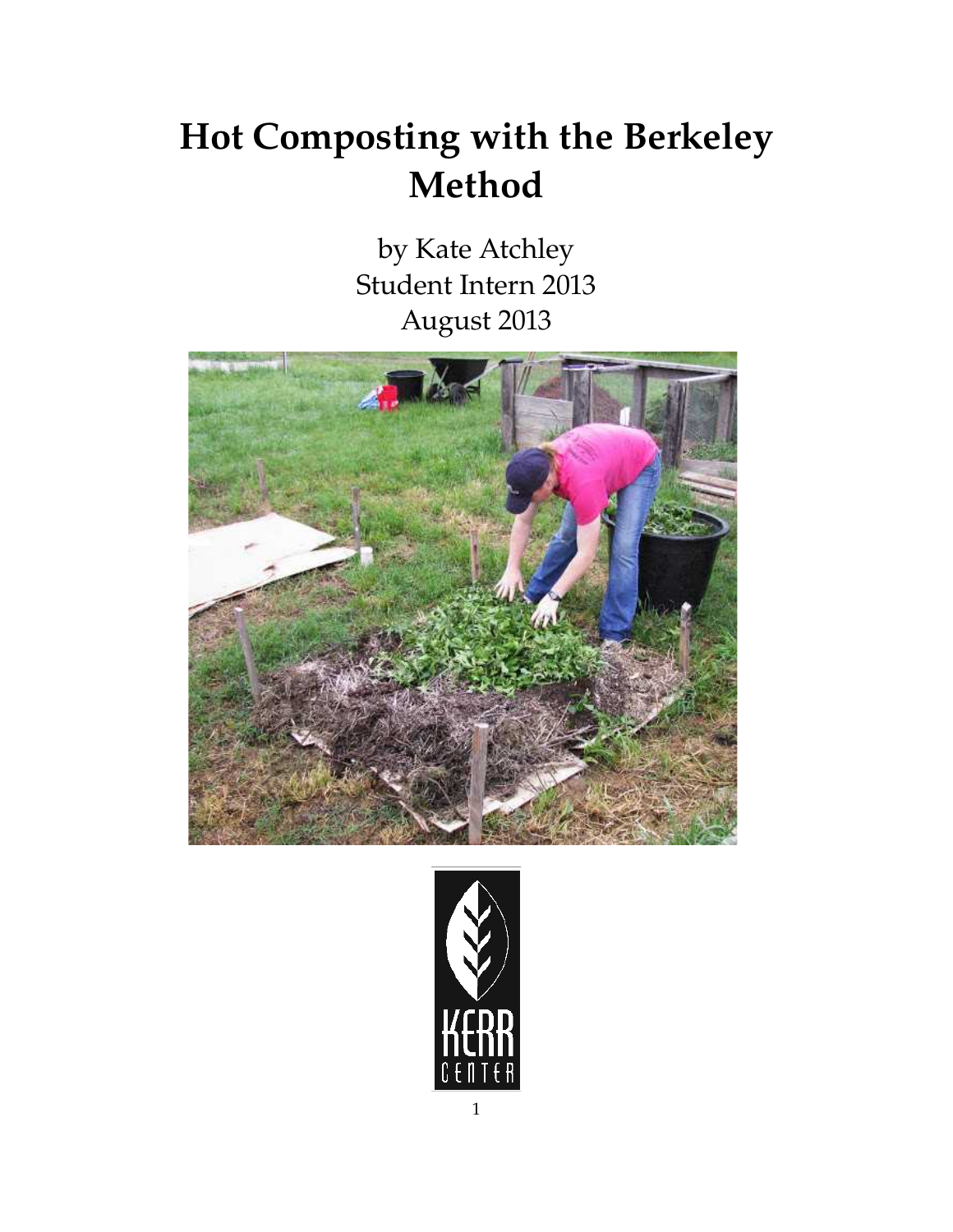# Hot Composting with the Berkeley Method

by Kate Atchley
Student Intern 2013
August 2013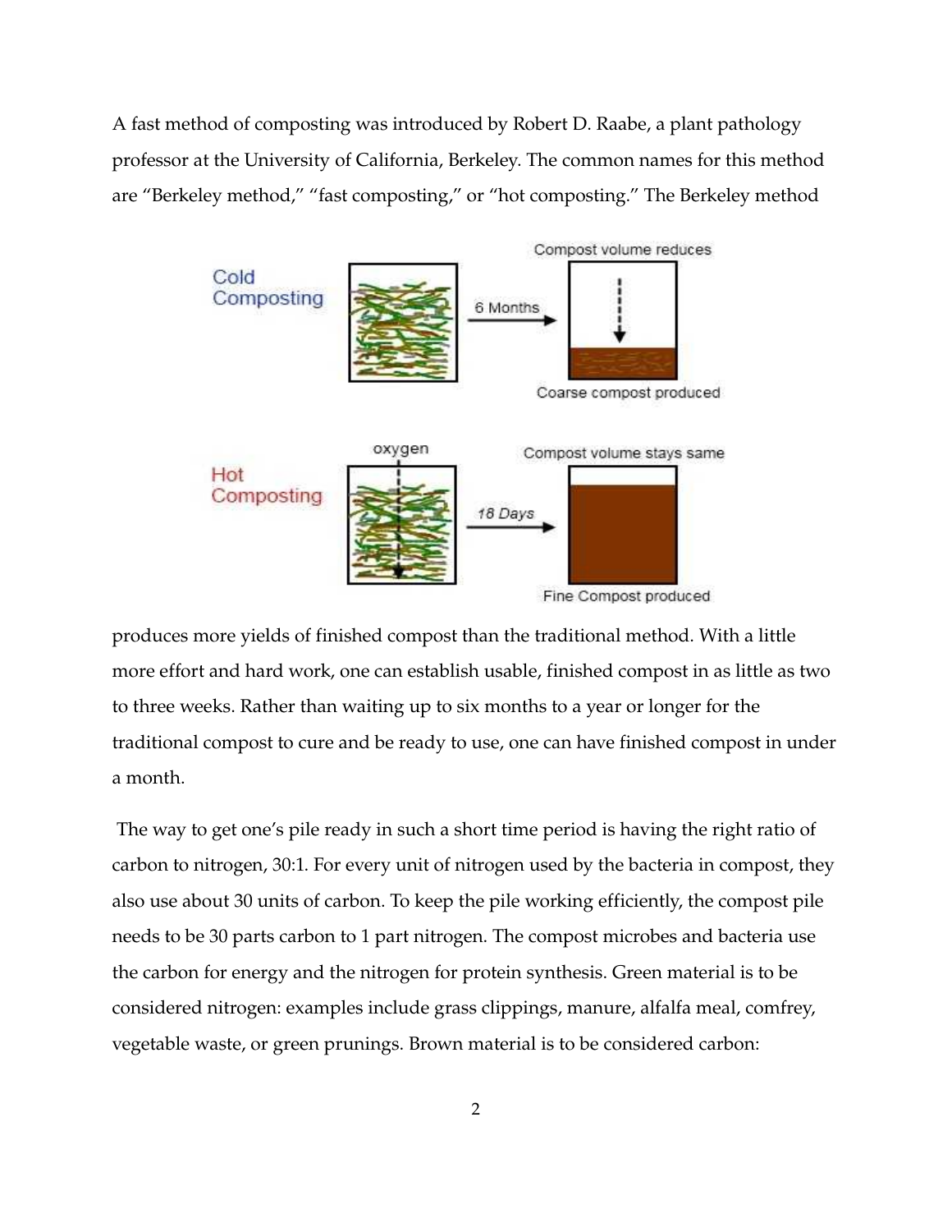A fast method of composting was introduced by Robert D. Raabe, a plant pathology professor at the University of California, Berkeley. The common names for this method are “Berkeley method,” “fast composting,” or “hot composting.” The Berkeley method produces more yields of finished compost than the traditional method. With a little more effort and hard work, one can establish usable, finished compost in as little as two to three weeks. Rather than waiting up to six months to a year or longer for the traditional compost to cure and be ready to use, one can have finished compost in under a month.

The way to get one’s pile ready in such a short time period is having the right ratio of carbon to nitrogen, 30:1. For every unit of nitrogen used by the bacteria in compost, they also use about 30 units of carbon. To keep the pile working efficiently, the compost pile needs to be 30 parts carbon to 1 part nitrogen. The compost microbes and bacteria use the carbon for energy and the nitrogen for protein synthesis. Green material is to be considered nitrogen: examples include grass clippings, manure, alfalfa meal, comfrey, vegetable waste, or green prunings. Brown material is to be considered carbon: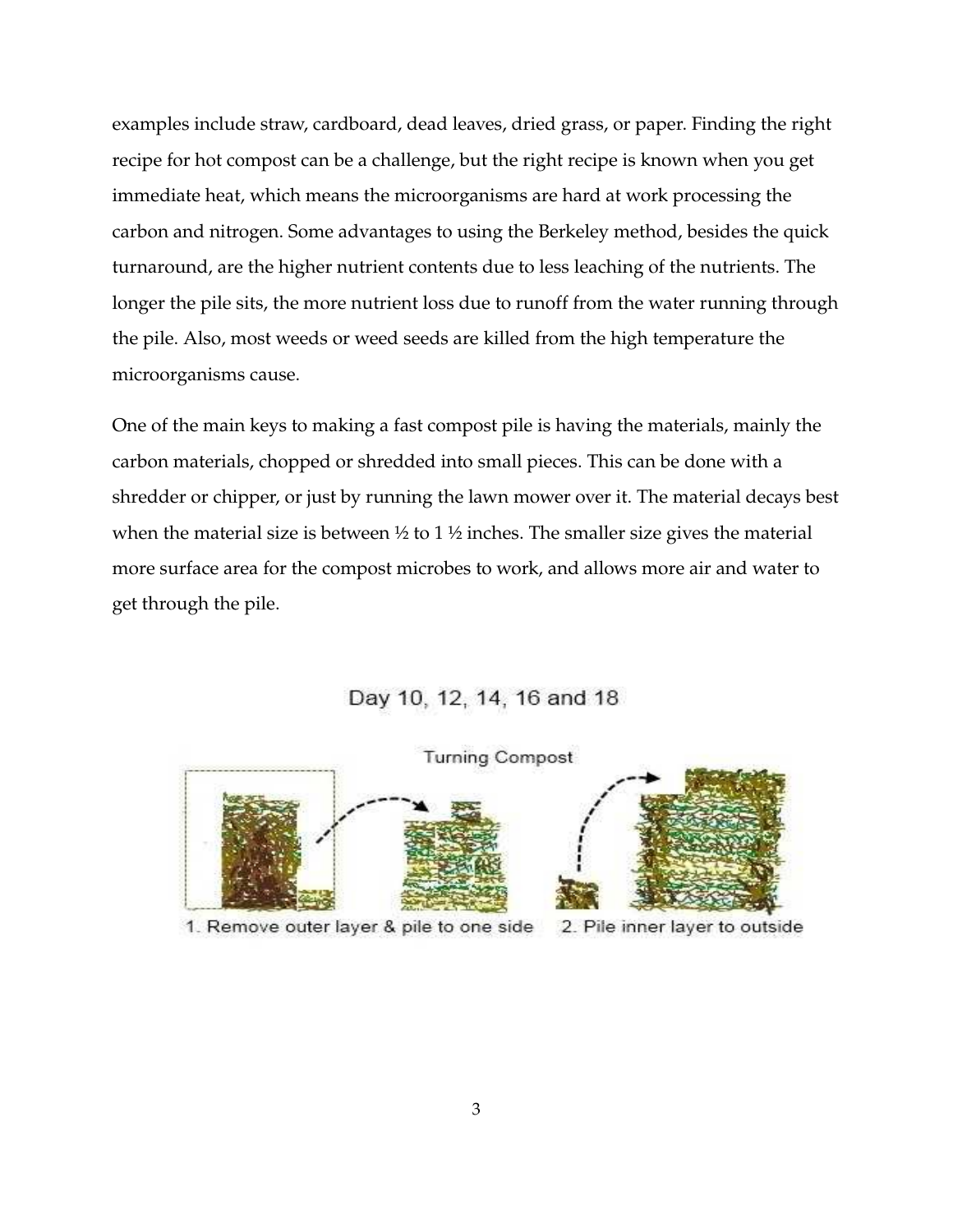examples include straw, cardboard, dead leaves, dried grass, or paper. Finding the right recipe for hot compost can be a challenge, but the right recipe is known when you get immediate heat, which means the microorganisms are hard at work processing the carbon and nitrogen. Some advantages to using the Berkeley method, besides the quick turnaround, are the higher nutrient contents due to less leaching of the nutrients. The longer the pile sits, the more nutrient loss due to runoff from the water running through the pile. Also, most weeds or weed seeds are killed from the high temperature the microorganisms cause.

One of the main keys to making a fast compost pile is having the materials, mainly the carbon materials, chopped or shredded into small pieces. This can be done with a shredder or chipper, or just by running the lawn mower over it. The material decays best when the material size is between ½ to 1 ½ inches. The smaller size gives the material more surface area for the compost microbes to work, and allows more air and water to get through the pile.

Day 10, 12, 14, 16 and 18

Turning Compost

1. Remove outer layer & pile to one side 2. Pile inner layer to outside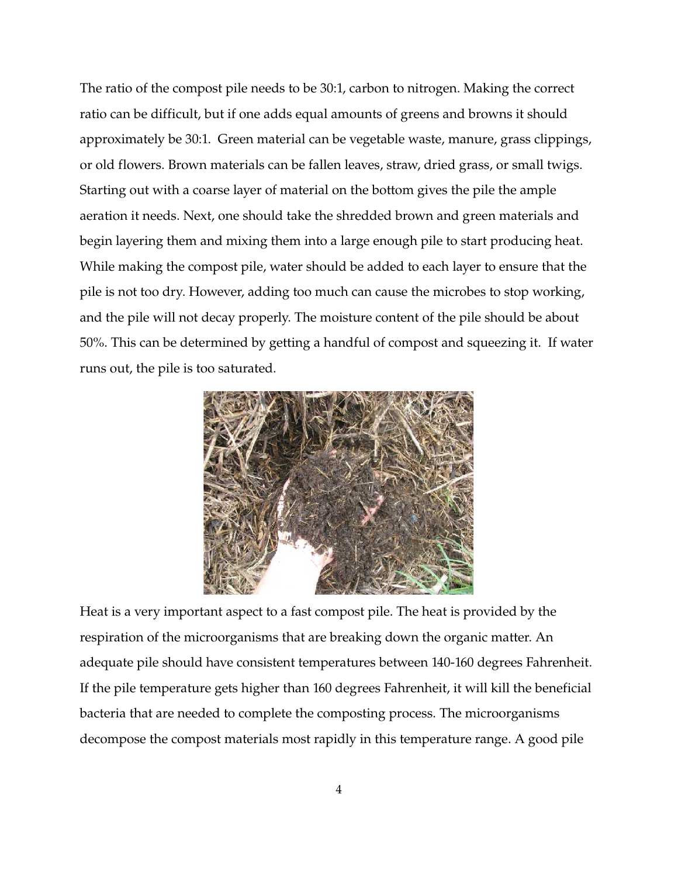The ratio of the compost pile needs to be 30:1, carbon to nitrogen. Making the correct ratio can be difficult, but if one adds equal amounts of greens and browns it should approximately be 30:1. Green material can be vegetable waste, manure, grass clippings, or old flowers. Brown materials can be fallen leaves, straw, dried grass, or small twigs. Starting out with a coarse layer of material on the bottom gives the pile the ample aeration it needs. Next, one should take the shredded brown and green materials and begin layering them and mixing them into a large enough pile to start producing heat. While making the compost pile, water should be added to each layer to ensure that the pile is not too dry. However, adding too much can cause the microbes to stop working, and the pile will not decay properly. The moisture content of the pile should be about 50%. This can be determined by getting a handful of compost and squeezing it. If water runs out, the pile is too saturated.

Heat is a very important aspect to a fast compost pile. The heat is provided by the respiration of the microorganisms that are breaking down the organic matter. An adequate pile should have consistent temperatures between 140-160 degrees Fahrenheit. If the pile temperature gets higher than 160 degrees Fahrenheit, it will kill the beneficial bacteria that are needed to complete the composting process. The microorganisms decompose the compost materials most rapidly in this temperature range. A good pile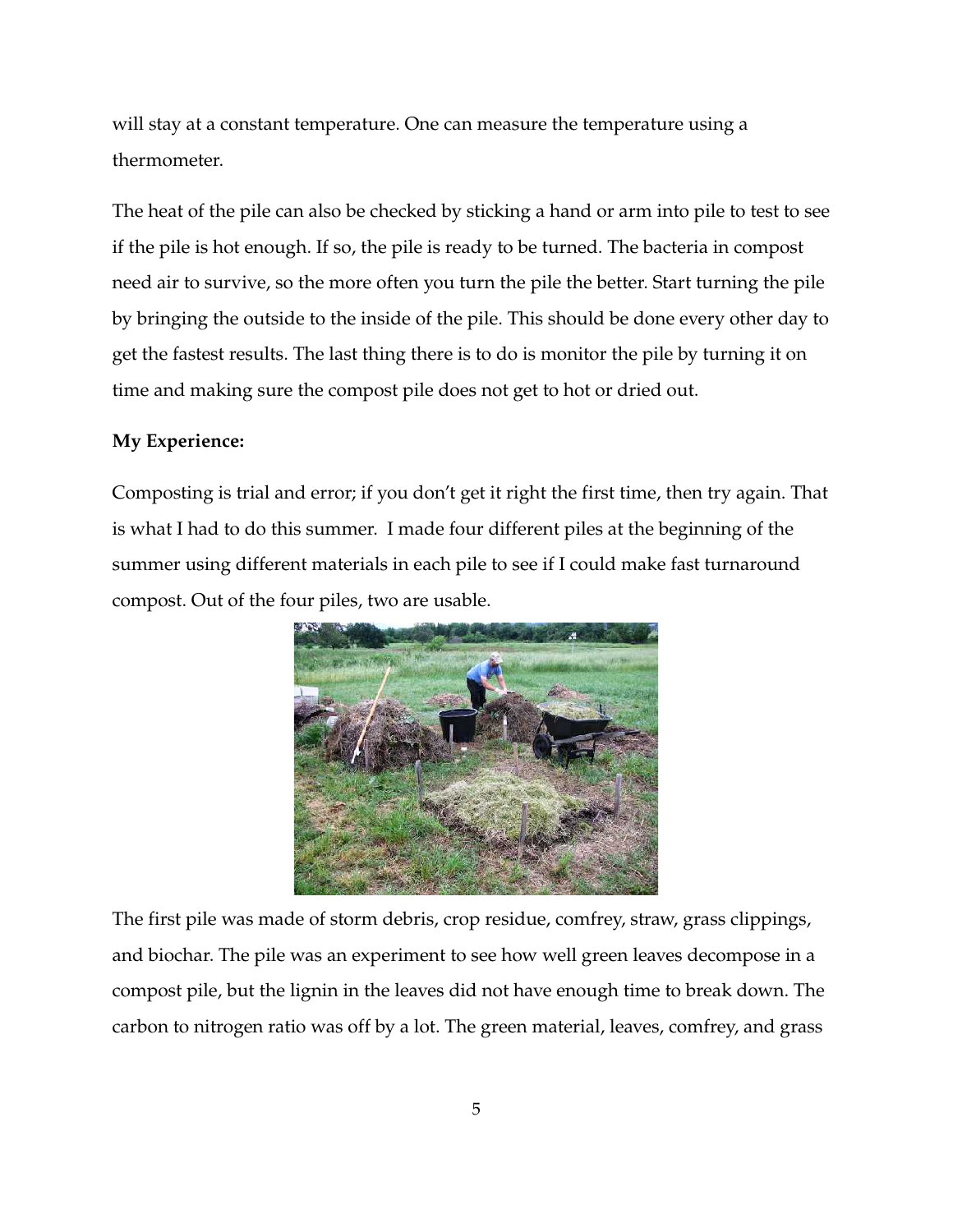will stay at a constant temperature. One can measure the temperature using a thermometer.

The heat of the pile can also be checked by sticking a hand or arm into pile to test to see if the pile is hot enough. If so, the pile is ready to be turned. The bacteria in compost need air to survive, so the more often you turn the pile the better. Start turning the pile by bringing the outside to the inside of the pile. This should be done every other day to get the fastest results. The last thing there is to do is monitor the pile by turning it on time and making sure the compost pile does not get to hot or dried out.

**My Experience:**

Composting is trial and error; if you don't get it right the first time, then try again. That is what I had to do this summer. I made four different piles at the beginning of the summer using different materials in each pile to see if I could make fast turnaround compost. Out of the four piles, two are usable.

The first pile was made of storm debris, crop residue, comfrey, straw, grass clippings, and biochar. The pile was an experiment to see how well green leaves decompose in a compost pile, but the lignin in the leaves did not have enough time to break down. The carbon to nitrogen ratio was off by a lot. The green material, leaves, comfrey, and grass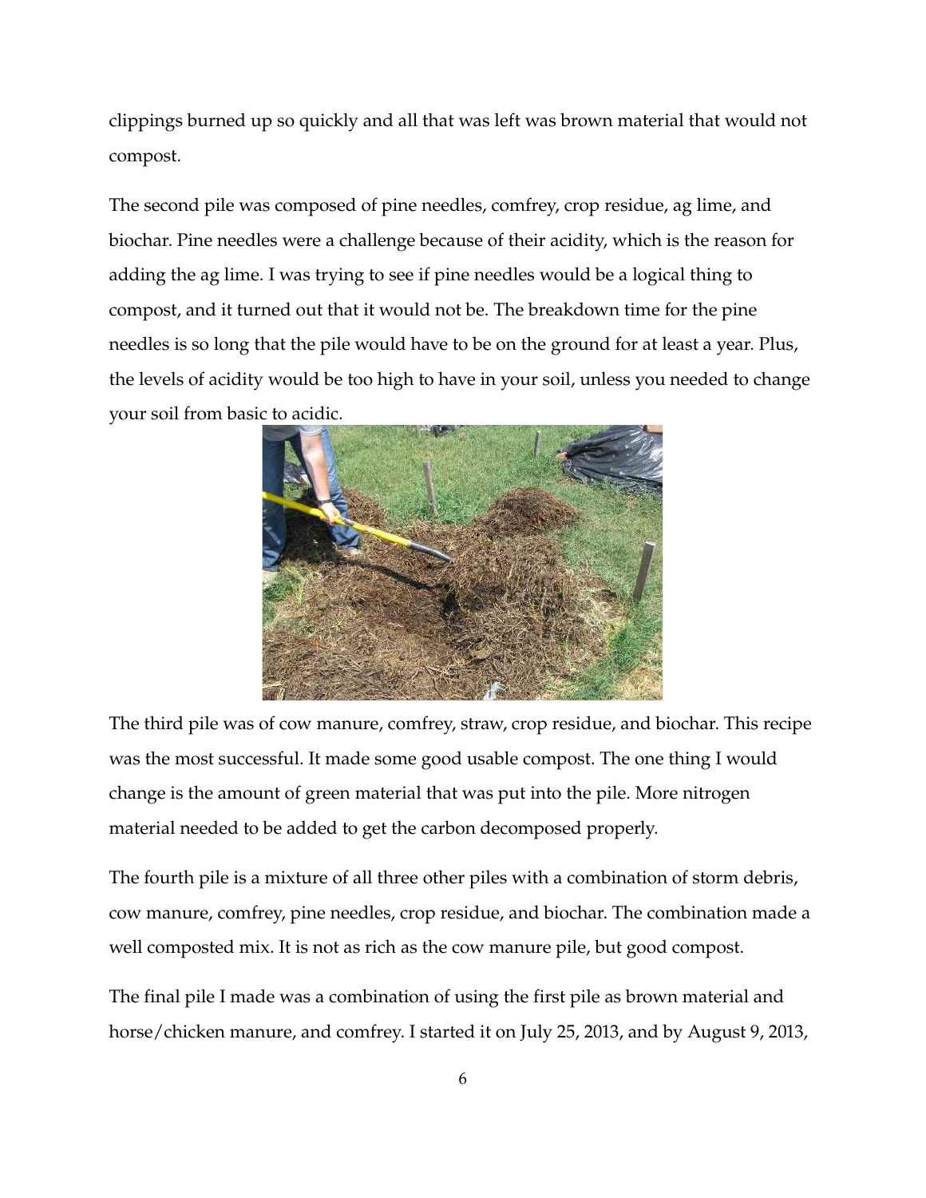clippings burned up so quickly and all that was left was brown material that would not compost.

The second pile was composed of pine needles, comfrey, crop residue, ag lime, and biochar. Pine needles were a challenge because of their acidity, which is the reason for adding the ag lime. I was trying to see if pine needles would be a logical thing to compost, and it turned out that it would not be. The breakdown time for the pine needles is so long that the pile would have to be on the ground for at least a year. Plus, the levels of acidity would be too high to have in your soil, unless you needed to change your soil from basic to acidic.

The third pile was of cow manure, comfrey, straw, crop residue, and biochar. This recipe was the most successful. It made some good usable compost. The one thing I would change is the amount of green material that was put into the pile. More nitrogen material needed to be added to get the carbon decomposed properly.

The fourth pile is a mixture of all three other piles with a combination of storm debris, cow manure, comfrey, pine needles, crop residue, and biochar. The combination made a well composted mix. It is not as rich as the cow manure pile, but good compost.

The final pile I made was a combination of using the first pile as brown material and horse/chicken manure, and comfrey. I started it on July 25, 2013, and by August 9, 2013,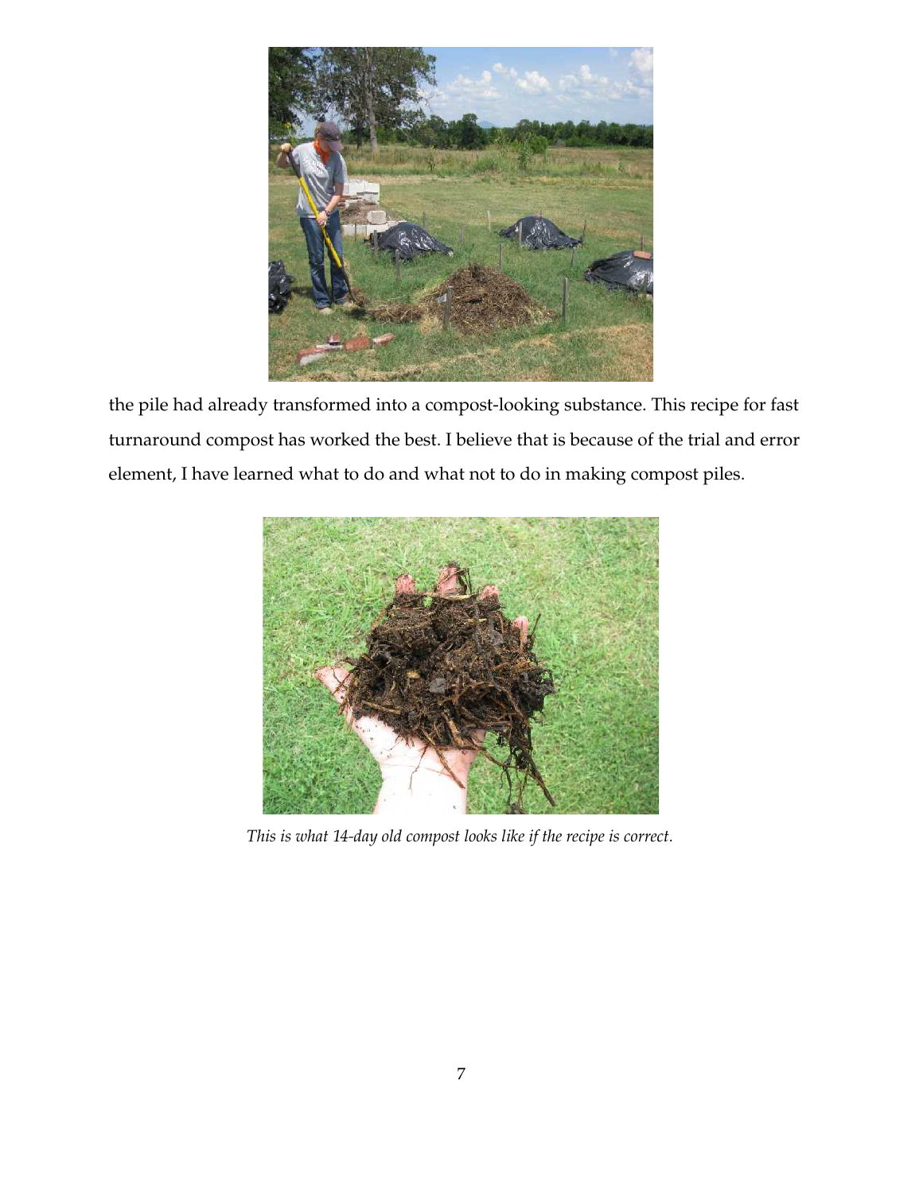the pile had already transformed into a compost-looking substance. This recipe for fast turnaround compost has worked the best. I believe that is because of the trial and error element, I have learned what to do and what not to do in making compost piles.

*This is what 14-day old compost looks like if the recipe is correct.*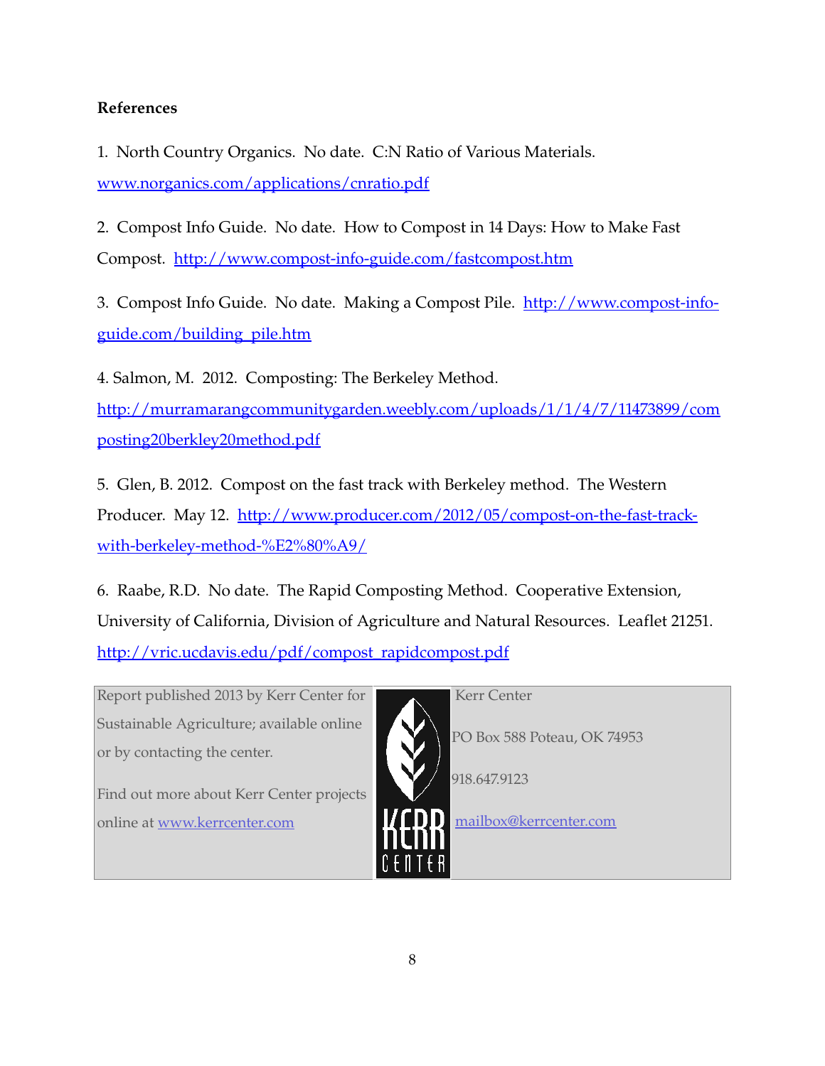**References**

1. North Country Organics. No date. C:N Ratio of Various Materials. www.norganics.com/applications/cnratio.pdf

2. Compost Info Guide. No date. How to Compost in 14 Days: How to Make Fast Compost. http://www.compost-info-guide.com/fastcompost.htm

3. Compost Info Guide. No date. Making a Compost Pile. http://www.compost-info-guide.com/building_pile.htm

4. Salmon, M. 2012. Composting: The Berkeley Method. http://murramarangcommunitygarden.weebly.com/uploads/1/1/4/7/11473899/composting20berkley20method.pdf

5. Glen, B. 2012. Compost on the fast track with Berkeley method. The Western Producer. May 12. http://www.producer.com/2012/05/compost-on-the-fast-track-with-berkeley-method-%E2%80%A9/

6. Raabe, R.D. No date. The Rapid Composting Method. Cooperative Extension, University of California, Division of Agriculture and Natural Resources. Leaflet 21251. http://vric.ucdavis.edu/pdf/compost_rapidcompost.pdf

Report published 2013 by Kerr Center for Sustainable Agriculture; available online or by contacting the center.

Find out more about Kerr Center projects online at www.kerrcenter.com

KERR CENTER

Kerr Center

PO Box 588 Poteau, OK 74953

918.647.9123

mailbox@kerrcenter.com